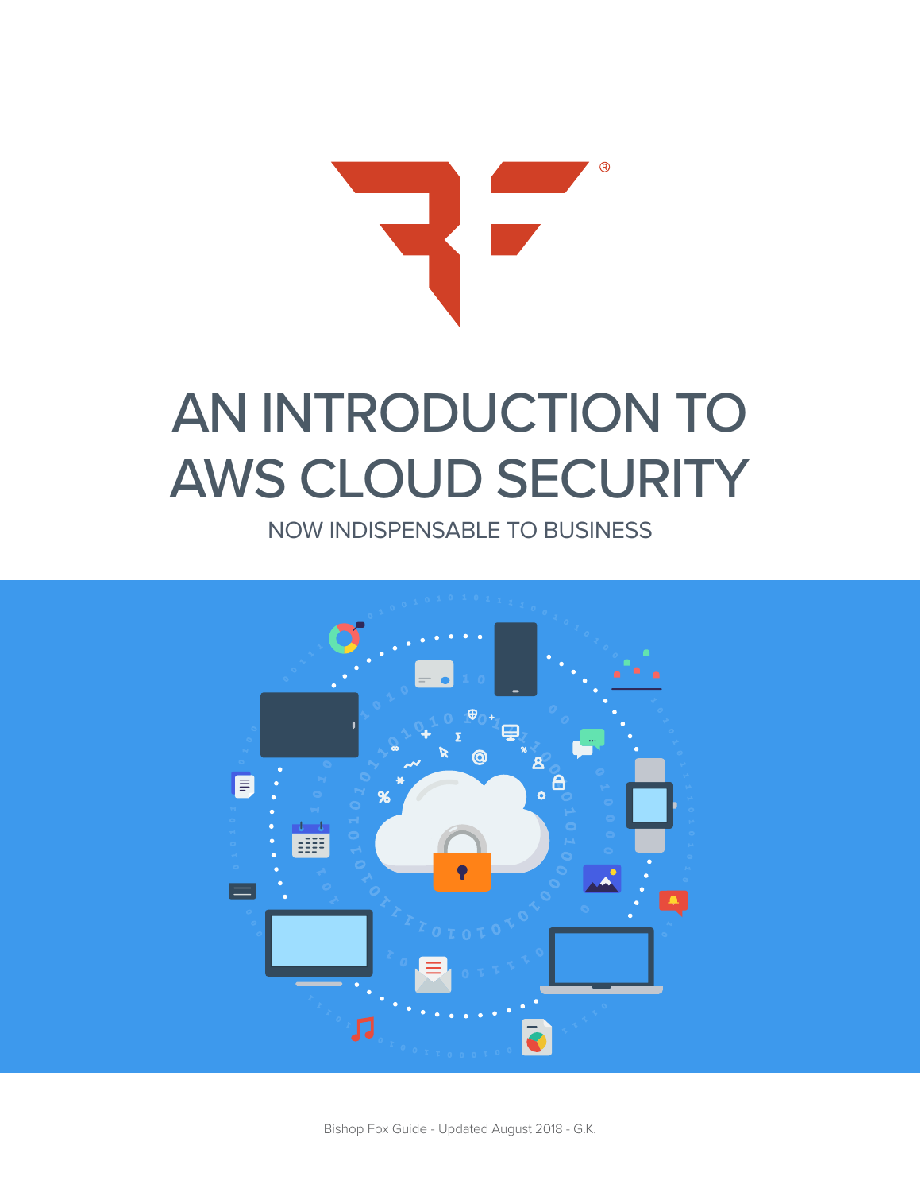# AN INTRODUCTION TO AWS CLOUD SECURITY

NOW INDISPENSABLE TO BUSINESS

Bishop Fox Guide - Updated August 2018 - G.K.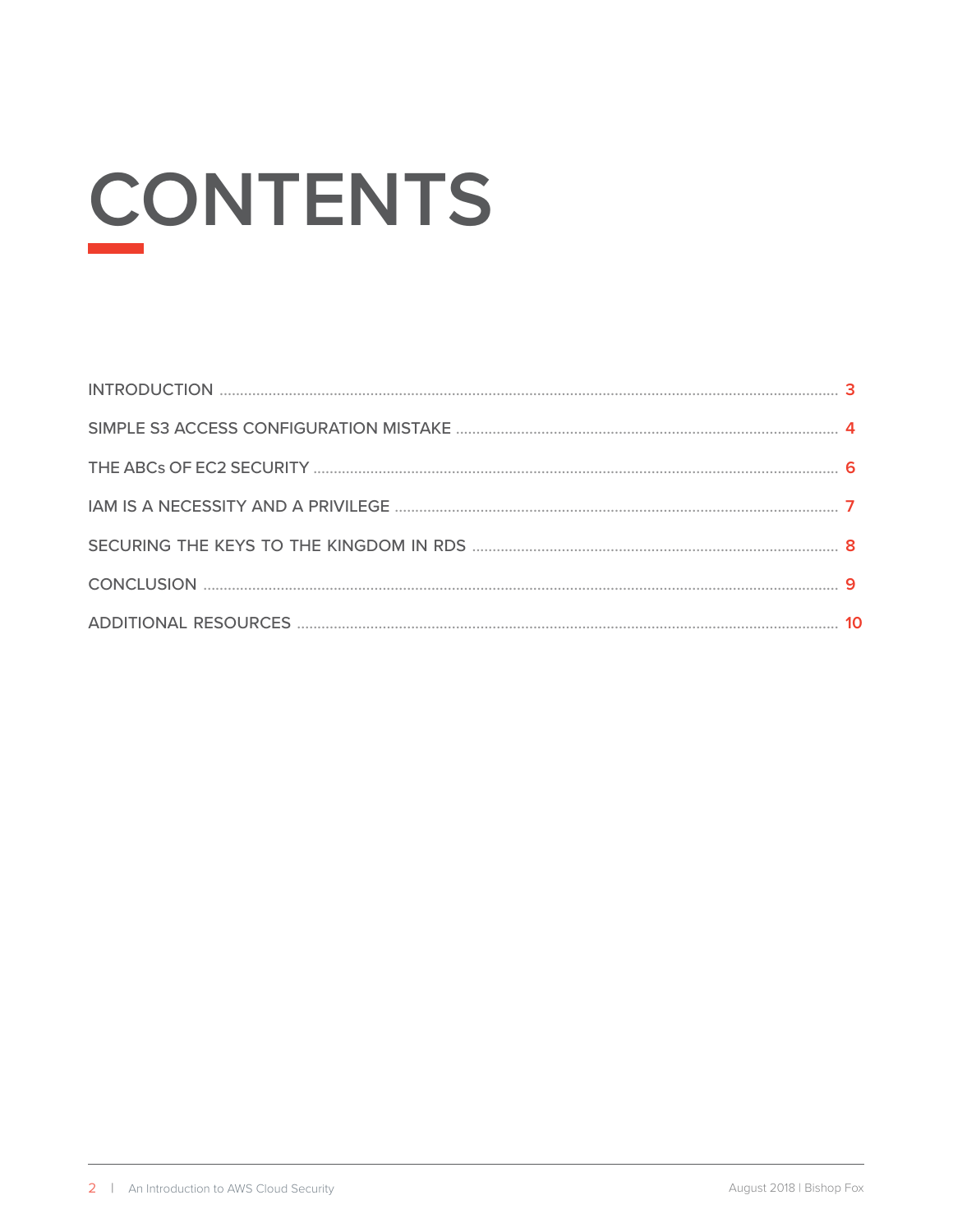# CONTENTS

INTRODUCTION ........................................................................................................ 3

SIMPLE S3 ACCESS CONFIGURATION MISTAKE ........................................................ 4

THE ABCs OF EC2 SECURITY ..................................................................................... 6

IAM IS A NECESSITY AND A PRIVILEGE ..................................................................... 7

SECURING THE KEYS TO THE KINGDOM IN RDS ........................................................ 8

CONCLUSION .......................................................................................................... 9

ADDITIONAL RESOURCES ........................................................................................ 10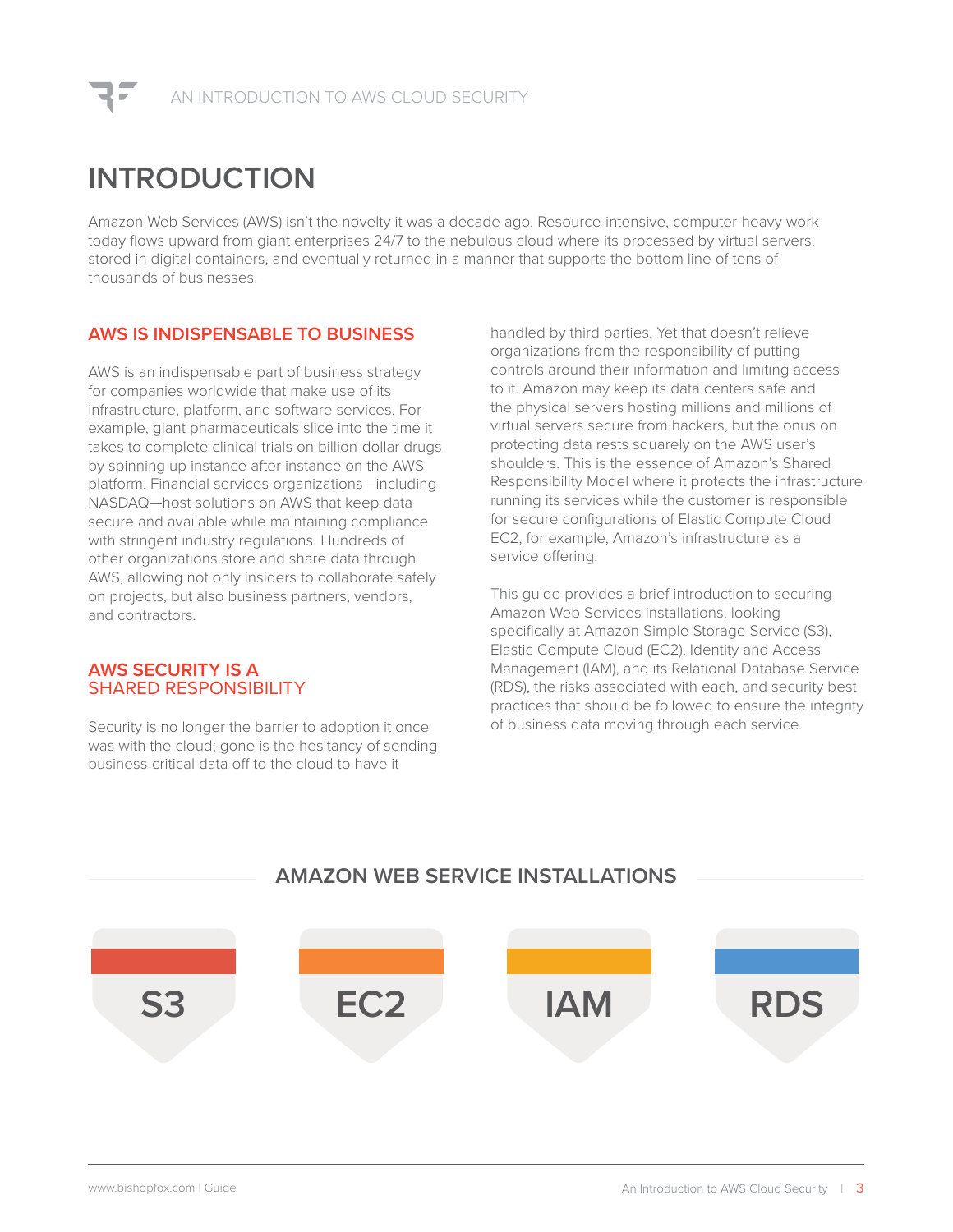# INTRODUCTION

Amazon Web Services (AWS) isn't the novelty it was a decade ago. Resource-intensive, computer-heavy work today flows upward from giant enterprises 24/7 to the nebulous cloud where its processed by virtual servers, stored in digital containers, and eventually returned in a manner that supports the bottom line of tens of thousands of businesses.

## AWS IS INDISPENSABLE TO BUSINESS

AWS is an indispensable part of business strategy for companies worldwide that make use of its infrastructure, platform, and software services. For example, giant pharmaceuticals slice into the time it takes to complete clinical trials on billion-dollar drugs by spinning up instance after instance on the AWS platform. Financial services organizations—including NASDAQ—host solutions on AWS that keep data secure and available while maintaining compliance with stringent industry regulations. Hundreds of other organizations store and share data through AWS, allowing not only insiders to collaborate safely on projects, but also business partners, vendors, and contractors.

## AWS SECURITY IS A SHARED RESPONSIBILITY

Security is no longer the barrier to adoption it once was with the cloud; gone is the hesitancy of sending business-critical data off to the cloud to have it handled by third parties. Yet that doesn't relieve organizations from the responsibility of putting controls around their information and limiting access to it. Amazon may keep its data centers safe and the physical servers hosting millions and millions of virtual servers secure from hackers, but the onus on protecting data rests squarely on the AWS user's shoulders. This is the essence of Amazon's Shared Responsibility Model where it protects the infrastructure running its services while the customer is responsible for secure configurations of Elastic Compute Cloud EC2, for example, Amazon's infrastructure as a service offering.

This guide provides a brief introduction to securing Amazon Web Services installations, looking specifically at Amazon Simple Storage Service (S3), Elastic Compute Cloud (EC2), Identity and Access Management (IAM), and its Relational Database Service (RDS), the risks associated with each, and security best practices that should be followed to ensure the integrity of business data moving through each service.

## AMAZON WEB SERVICE INSTALLATIONS

S3

EC2

IAM

RDS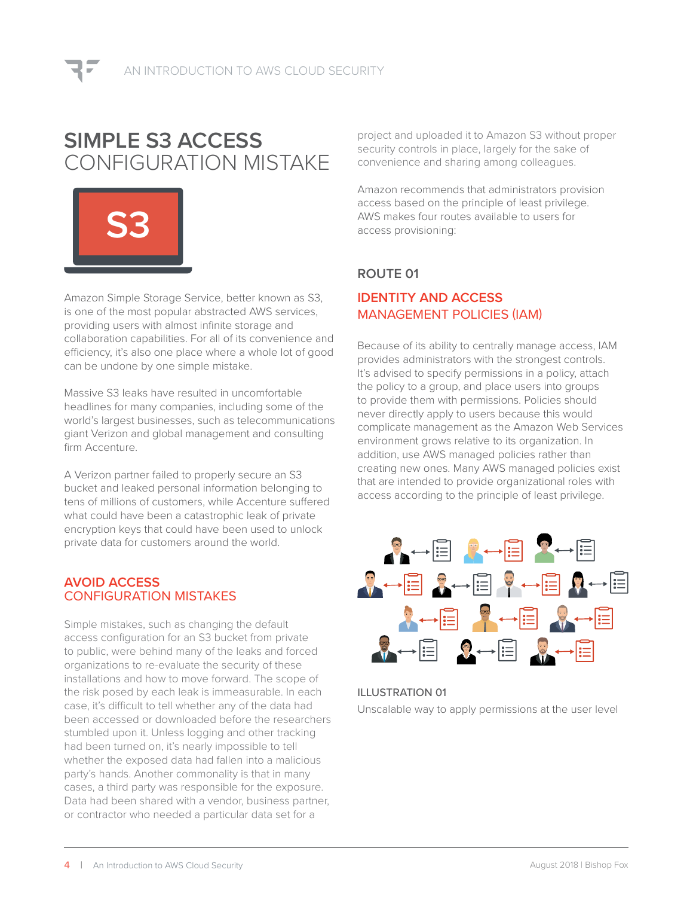# SIMPLE S3 ACCESS CONFIGURATION MISTAKE

S3

Amazon Simple Storage Service, better known as S3, is one of the most popular abstracted AWS services, providing users with almost infinite storage and collaboration capabilities. For all of its convenience and efficiency, it's also one place where a whole lot of good can be undone by one simple mistake.

Massive S3 leaks have resulted in uncomfortable headlines for many companies, including some of the world's largest businesses, such as telecommunications giant Verizon and global management and consulting firm Accenture.

A Verizon partner failed to properly secure an S3 bucket and leaked personal information belonging to tens of millions of customers, while Accenture suffered what could have been a catastrophic leak of private encryption keys that could have been used to unlock private data for customers around the world.

## AVOID ACCESS CONFIGURATION MISTAKES

Simple mistakes, such as changing the default access configuration for an S3 bucket from private to public, were behind many of the leaks and forced organizations to re-evaluate the security of these installations and how to move forward. The scope of the risk posed by each leak is immeasurable. In each case, it's difficult to tell whether any of the data had been accessed or downloaded before the researchers stumbled upon it. Unless logging and other tracking had been turned on, it's nearly impossible to tell whether the exposed data had fallen into a malicious party's hands. Another commonality is that in many cases, a third party was responsible for the exposure. Data had been shared with a vendor, business partner, or contractor who needed a particular data set for a project and uploaded it to Amazon S3 without proper security controls in place, largely for the sake of convenience and sharing among colleagues.

Amazon recommends that administrators provision access based on the principle of least privilege. AWS makes four routes available to users for access provisioning:

### ROUTE 01

## IDENTITY AND ACCESS MANAGEMENT POLICIES (IAM)

Because of its ability to centrally manage access, IAM provides administrators with the strongest controls. It's advised to specify permissions in a policy, attach the policy to a group, and place users into groups to provide them with permissions. Policies should never directly apply to users because this would complicate management as the Amazon Web Services environment grows relative to its organization. In addition, use AWS managed policies rather than creating new ones. Many AWS managed policies exist that are intended to provide organizational roles with access according to the principle of least privilege.

ILLUSTRATION 01

Unscalable way to apply permissions at the user level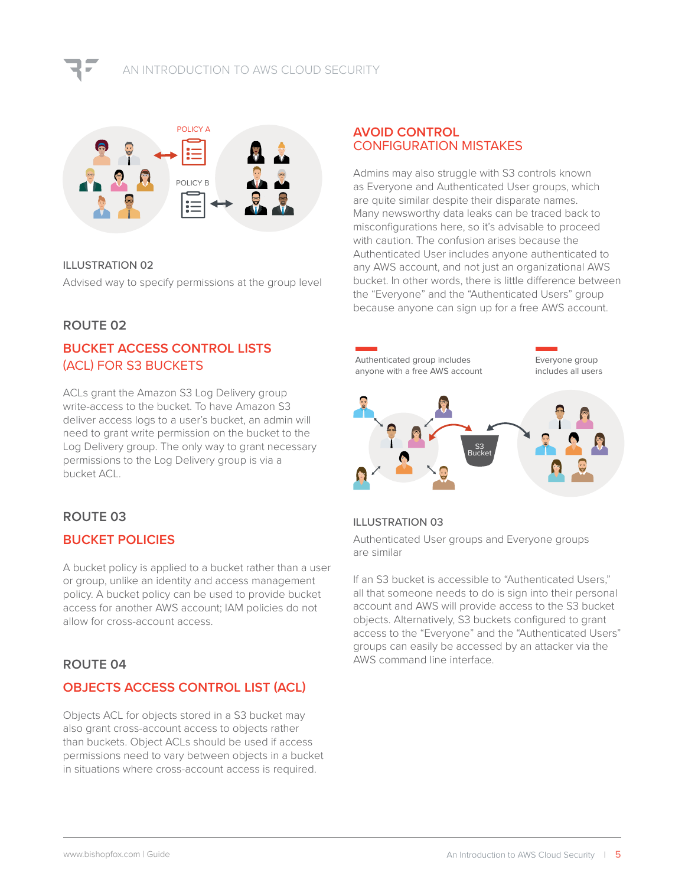POLICY A

POLICY B

ILLUSTRATION 02

Advised way to specify permissions at the group level

### ROUTE 02

## BUCKET ACCESS CONTROL LISTS (ACL) FOR S3 BUCKETS

ACLs grant the Amazon S3 Log Delivery group write-access to the bucket. To have Amazon S3 deliver access logs to a user's bucket, an admin will need to grant write permission on the bucket to the Log Delivery group. The only way to grant necessary permissions to the Log Delivery group is via a bucket ACL.

### ROUTE 03

## BUCKET POLICIES

A bucket policy is applied to a bucket rather than a user or group, unlike an identity and access management policy. A bucket policy can be used to provide bucket access for another AWS account; IAM policies do not allow for cross-account access.

### ROUTE 04

## OBJECTS ACCESS CONTROL LIST (ACL)

Objects ACL for objects stored in a S3 bucket may also grant cross-account access to objects rather than buckets. Object ACLs should be used if access permissions need to vary between objects in a bucket in situations where cross-account access is required.

## AVOID CONTROL CONFIGURATION MISTAKES

Admins may also struggle with S3 controls known as Everyone and Authenticated User groups, which are quite similar despite their disparate names. Many newsworthy data leaks can be traced back to misconfigurations here, so it's advisable to proceed with caution. The confusion arises because the Authenticated User includes anyone authenticated to any AWS account, and not just an organizational AWS bucket. In other words, there is little difference between the "Everyone" and the "Authenticated Users" group because anyone can sign up for a free AWS account.

Authenticated group includes anyone with a free AWS account

Everyone group includes all users

S3 Bucket

ILLUSTRATION 03

Authenticated User groups and Everyone groups are similar

If an S3 bucket is accessible to "Authenticated Users," all that someone needs to do is sign into their personal account and AWS will provide access to the S3 bucket objects. Alternatively, S3 buckets configured to grant access to the "Everyone" and the "Authenticated Users" groups can easily be accessed by an attacker via the AWS command line interface.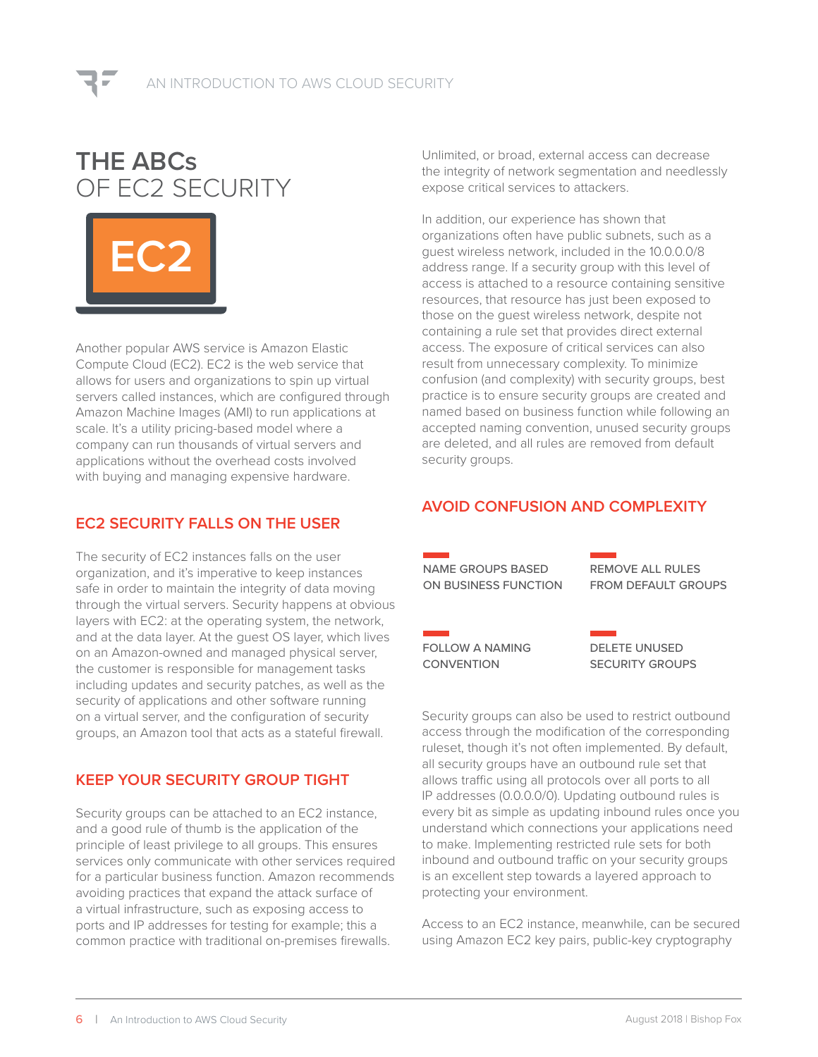# THE ABCs OF EC2 SECURITY

EC2

Another popular AWS service is Amazon Elastic Compute Cloud (EC2). EC2 is the web service that allows for users and organizations to spin up virtual servers called instances, which are configured through Amazon Machine Images (AMI) to run applications at scale. It's a utility pricing-based model where a company can run thousands of virtual servers and applications without the overhead costs involved with buying and managing expensive hardware.

## EC2 SECURITY FALLS ON THE USER

The security of EC2 instances falls on the user organization, and it's imperative to keep instances safe in order to maintain the integrity of data moving through the virtual servers. Security happens at obvious layers with EC2: at the operating system, the network, and at the data layer. At the guest OS layer, which lives on an Amazon-owned and managed physical server, the customer is responsible for management tasks including updates and security patches, as well as the security of applications and other software running on a virtual server, and the configuration of security groups, an Amazon tool that acts as a stateful firewall.

## KEEP YOUR SECURITY GROUP TIGHT

Security groups can be attached to an EC2 instance, and a good rule of thumb is the application of the principle of least privilege to all groups. This ensures services only communicate with other services required for a particular business function. Amazon recommends avoiding practices that expand the attack surface of a virtual infrastructure, such as exposing access to ports and IP addresses for testing for example; this a common practice with traditional on-premises firewalls. Unlimited, or broad, external access can decrease the integrity of network segmentation and needlessly expose critical services to attackers.

In addition, our experience has shown that organizations often have public subnets, such as a guest wireless network, included in the 10.0.0.0/8 address range. If a security group with this level of access is attached to a resource containing sensitive resources, that resource has just been exposed to those on the guest wireless network, despite not containing a rule set that provides direct external access. The exposure of critical services can also result from unnecessary complexity. To minimize confusion (and complexity) with security groups, best practice is to ensure security groups are created and named based on business function while following an accepted naming convention, unused security groups are deleted, and all rules are removed from default security groups.

## AVOID CONFUSION AND COMPLEXITY

- NAME GROUPS BASED ON BUSINESS FUNCTION
- REMOVE ALL RULES FROM DEFAULT GROUPS
- FOLLOW A NAMING CONVENTION
- DELETE UNUSED SECURITY GROUPS

Security groups can also be used to restrict outbound access through the modification of the corresponding ruleset, though it's not often implemented. By default, all security groups have an outbound rule set that allows traffic using all protocols over all ports to all IP addresses (0.0.0.0/0). Updating outbound rules is every bit as simple as updating inbound rules once you understand which connections your applications need to make. Implementing restricted rule sets for both inbound and outbound traffic on your security groups is an excellent step towards a layered approach to protecting your environment.

Access to an EC2 instance, meanwhile, can be secured using Amazon EC2 key pairs, public-key cryptography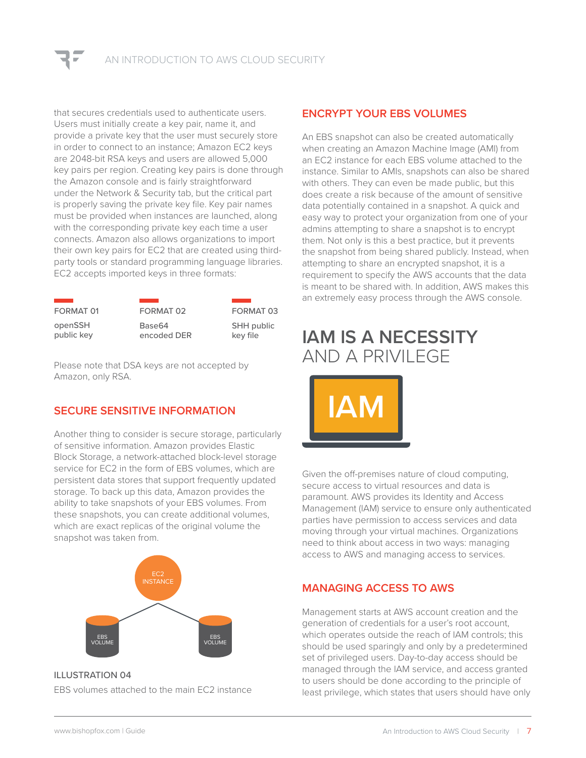that secures credentials used to authenticate users. Users must initially create a key pair, name it, and provide a private key that the user must securely store in order to connect to an instance; Amazon EC2 keys are 2048-bit RSA keys and users are allowed 5,000 key pairs per region. Creating key pairs is done through the Amazon console and is fairly straightforward under the Network & Security tab, but the critical part is properly saving the private key file. Key pair names must be provided when instances are launched, along with the corresponding private key each time a user connects. Amazon also allows organizations to import their own key pairs for EC2 that are created using third-party tools or standard programming language libraries. EC2 accepts imported keys in three formats:

FORMAT 01
openSSH public key

FORMAT 02
Base64 encoded DER

FORMAT 03
SHH public key file

Please note that DSA keys are not accepted by Amazon, only RSA.

## SECURE SENSITIVE INFORMATION

Another thing to consider is secure storage, particularly of sensitive information. Amazon provides Elastic Block Storage, a network-attached block-level storage service for EC2 in the form of EBS volumes, which are persistent data stores that support frequently updated storage. To back up this data, Amazon provides the ability to take snapshots of your EBS volumes. From these snapshots, you can create additional volumes, which are exact replicas of the original volume the snapshot was taken from.

EC2 INSTANCE

EBS VOLUME

EBS VOLUME

ILLUSTRATION 04

EBS volumes attached to the main EC2 instance

## ENCRYPT YOUR EBS VOLUMES

An EBS snapshot can also be created automatically when creating an Amazon Machine Image (AMI) from an EC2 instance for each EBS volume attached to the instance. Similar to AMIs, snapshots can also be shared with others. They can even be made public, but this does create a risk because of the amount of sensitive data potentially contained in a snapshot. A quick and easy way to protect your organization from one of your admins attempting to share a snapshot is to encrypt them. Not only is this a best practice, but it prevents the snapshot from being shared publicly. Instead, when attempting to share an encrypted snapshot, it is a requirement to specify the AWS accounts that the data is meant to be shared with. In addition, AWS makes this an extremely easy process through the AWS console.

# IAM IS A NECESSITY AND A PRIVILEGE

IAM

Given the off-premises nature of cloud computing, secure access to virtual resources and data is paramount. AWS provides its Identity and Access Management (IAM) service to ensure only authenticated parties have permission to access services and data moving through your virtual machines. Organizations need to think about access in two ways: managing access to AWS and managing access to services.

## MANAGING ACCESS TO AWS

Management starts at AWS account creation and the generation of credentials for a user's root account, which operates outside the reach of IAM controls; this should be used sparingly and only by a predetermined set of privileged users. Day-to-day access should be managed through the IAM service, and access granted to users should be done according to the principle of least privilege, which states that users should have only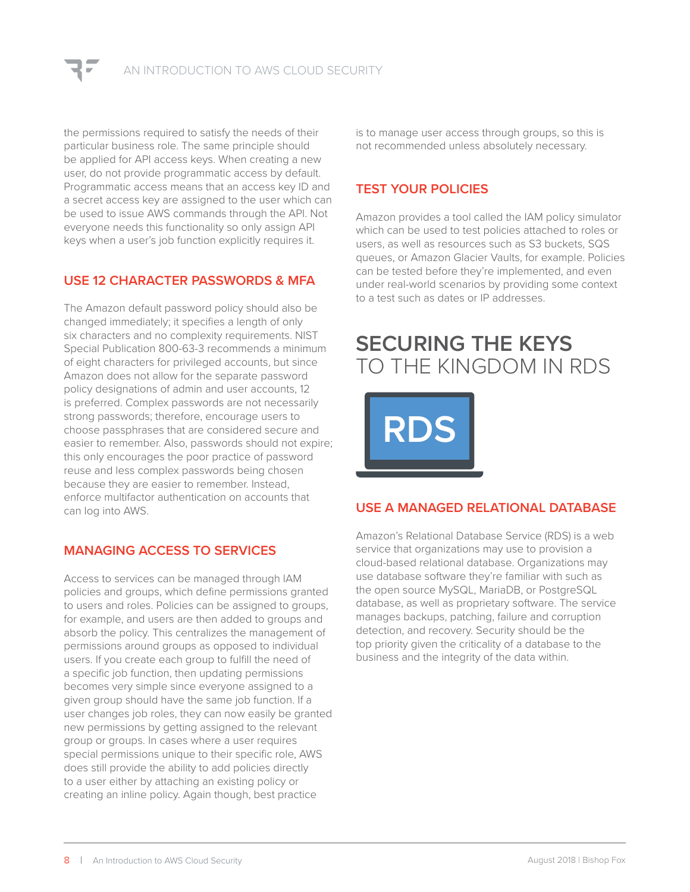the permissions required to satisfy the needs of their particular business role. The same principle should be applied for API access keys. When creating a new user, do not provide programmatic access by default. Programmatic access means that an access key ID and a secret access key are assigned to the user which can be used to issue AWS commands through the API. Not everyone needs this functionality so only assign API keys when a user's job function explicitly requires it.

### USE 12 CHARACTER PASSWORDS & MFA

The Amazon default password policy should also be changed immediately; it specifies a length of only six characters and no complexity requirements. NIST Special Publication 800-63-3 recommends a minimum of eight characters for privileged accounts, but since Amazon does not allow for the separate password policy designations of admin and user accounts, 12 is preferred. Complex passwords are not necessarily strong passwords; therefore, encourage users to choose passphrases that are considered secure and easier to remember. Also, passwords should not expire; this only encourages the poor practice of password reuse and less complex passwords being chosen because they are easier to remember. Instead, enforce multifactor authentication on accounts that can log into AWS.

### MANAGING ACCESS TO SERVICES

Access to services can be managed through IAM policies and groups, which define permissions granted to users and roles. Policies can be assigned to groups, for example, and users are then added to groups and absorb the policy. This centralizes the management of permissions around groups as opposed to individual users. If you create each group to fulfill the need of a specific job function, then updating permissions becomes very simple since everyone assigned to a given group should have the same job function. If a user changes job roles, they can now easily be granted new permissions by getting assigned to the relevant group or groups. In cases where a user requires special permissions unique to their specific role, AWS does still provide the ability to add policies directly to a user either by attaching an existing policy or creating an inline policy. Again though, best practice is to manage user access through groups, so this is not recommended unless absolutely necessary.

### TEST YOUR POLICIES

Amazon provides a tool called the IAM policy simulator which can be used to test policies attached to roles or users, as well as resources such as S3 buckets, SQS queues, or Amazon Glacier Vaults, for example. Policies can be tested before they're implemented, and even under real-world scenarios by providing some context to a test such as dates or IP addresses.

## SECURING THE KEYS TO THE KINGDOM IN RDS

RDS

### USE A MANAGED RELATIONAL DATABASE

Amazon's Relational Database Service (RDS) is a web service that organizations may use to provision a cloud-based relational database. Organizations may use database software they're familiar with such as the open source MySQL, MariaDB, or PostgreSQL database, as well as proprietary software. The service manages backups, patching, failure and corruption detection, and recovery. Security should be the top priority given the criticality of a database to the business and the integrity of the data within.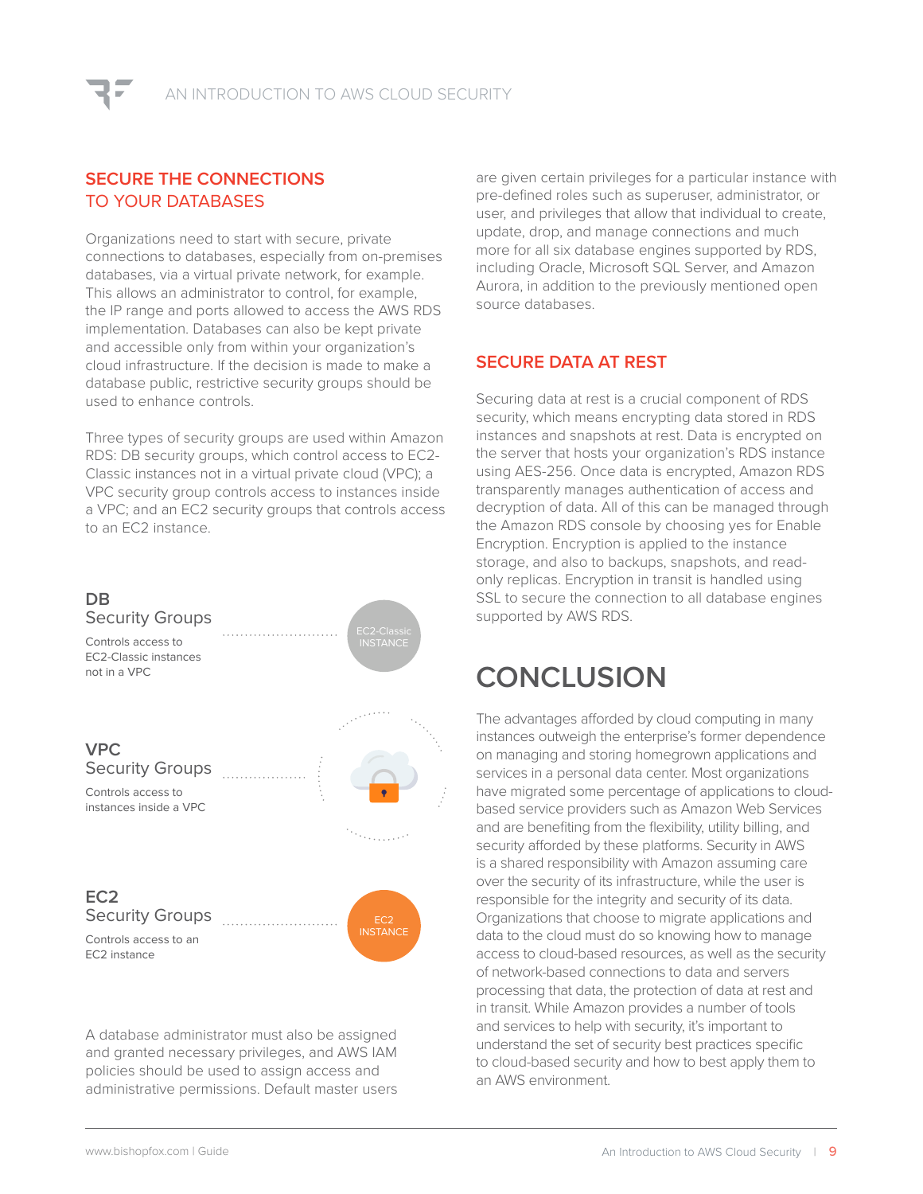## SECURE THE CONNECTIONS TO YOUR DATABASES

Organizations need to start with secure, private connections to databases, especially from on-premises databases, via a virtual private network, for example. This allows an administrator to control, for example, the IP range and ports allowed to access the AWS RDS implementation. Databases can also be kept private and accessible only from within your organization's cloud infrastructure. If the decision is made to make a database public, restrictive security groups should be used to enhance controls.

Three types of security groups are used within Amazon RDS: DB security groups, which control access to EC2-Classic instances not in a virtual private cloud (VPC); a VPC security group controls access to instances inside a VPC; and an EC2 security groups that controls access to an EC2 instance.

**DB** Security Groups
Controls access to EC2-Classic instances not in a VPC

EC2-Classic INSTANCE

**VPC** Security Groups
Controls access to instances inside a VPC

**EC2** Security Groups
Controls access to an EC2 instance

EC2 INSTANCE

A database administrator must also be assigned and granted necessary privileges, and AWS IAM policies should be used to assign access and administrative permissions. Default master users are given certain privileges for a particular instance with pre-defined roles such as superuser, administrator, or user, and privileges that allow that individual to create, update, drop, and manage connections and much more for all six database engines supported by RDS, including Oracle, Microsoft SQL Server, and Amazon Aurora, in addition to the previously mentioned open source databases.

## SECURE DATA AT REST

Securing data at rest is a crucial component of RDS security, which means encrypting data stored in RDS instances and snapshots at rest. Data is encrypted on the server that hosts your organization's RDS instance using AES-256. Once data is encrypted, Amazon RDS transparently manages authentication of access and decryption of data. All of this can be managed through the Amazon RDS console by choosing yes for Enable Encryption. Encryption is applied to the instance storage, and also to backups, snapshots, and read-only replicas. Encryption in transit is handled using SSL to secure the connection to all database engines supported by AWS RDS.

# CONCLUSION

The advantages afforded by cloud computing in many instances outweigh the enterprise's former dependence on managing and storing homegrown applications and services in a personal data center. Most organizations have migrated some percentage of applications to cloud-based service providers such as Amazon Web Services and are benefiting from the flexibility, utility billing, and security afforded by these platforms. Security in AWS is a shared responsibility with Amazon assuming care over the security of its infrastructure, while the user is responsible for the integrity and security of its data. Organizations that choose to migrate applications and data to the cloud must do so knowing how to manage access to cloud-based resources, as well as the security of network-based connections to data and servers processing that data, the protection of data at rest and in transit. While Amazon provides a number of tools and services to help with security, it's important to understand the set of security best practices specific to cloud-based security and how to best apply them to an AWS environment.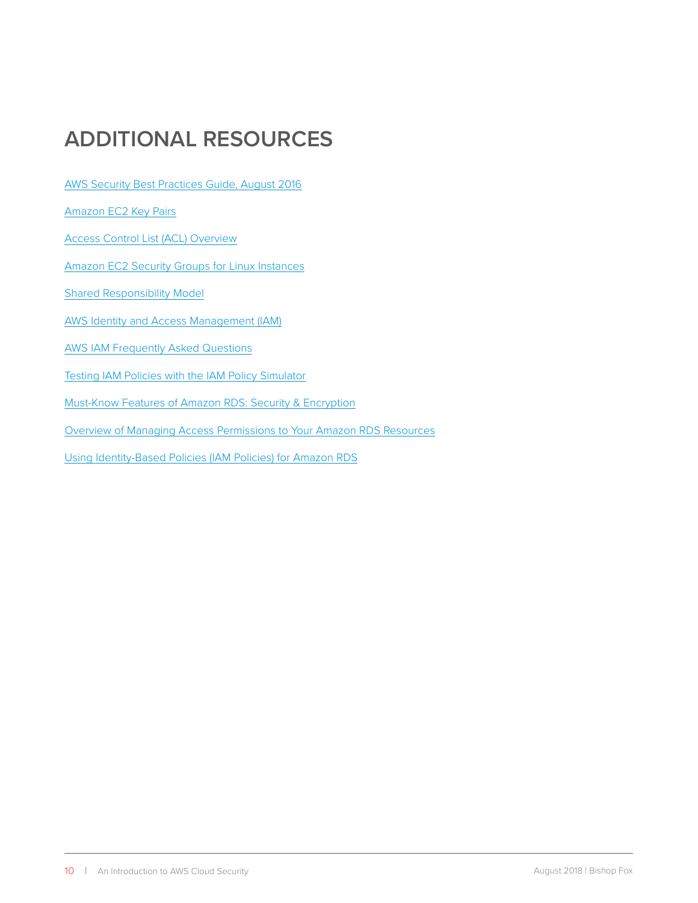# ADDITIONAL RESOURCES

AWS Security Best Practices Guide, August 2016

Amazon EC2 Key Pairs

Access Control List (ACL) Overview

Amazon EC2 Security Groups for Linux Instances

Shared Responsibility Model

AWS Identity and Access Management (IAM)

AWS IAM Frequently Asked Questions

Testing IAM Policies with the IAM Policy Simulator

Must-Know Features of Amazon RDS: Security & Encryption

Overview of Managing Access Permissions to Your Amazon RDS Resources

Using Identity-Based Policies (IAM Policies) for Amazon RDS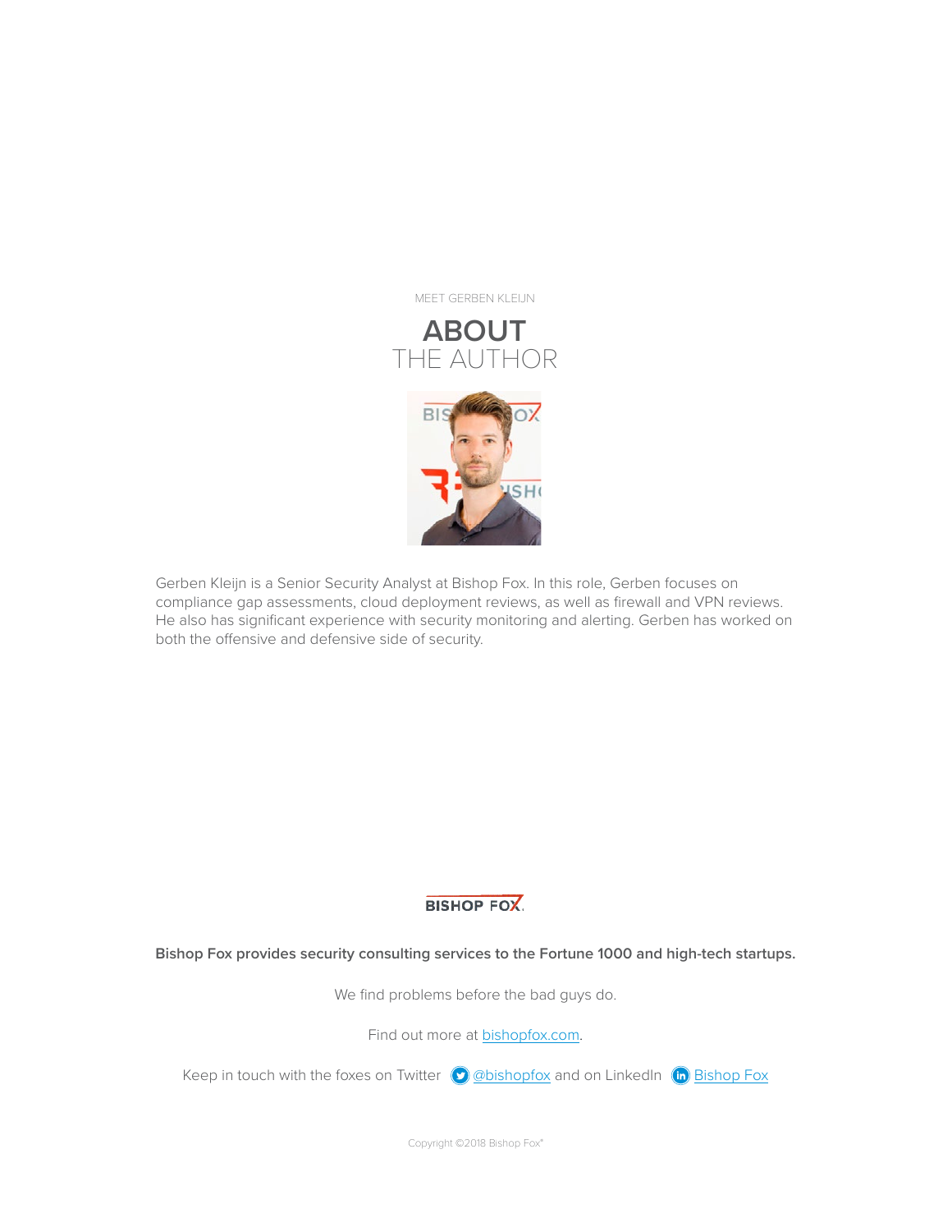MEET GERBEN KLEIJN

# ABOUT THE AUTHOR

Gerben Kleijn is a Senior Security Analyst at Bishop Fox. In this role, Gerben focuses on compliance gap assessments, cloud deployment reviews, as well as firewall and VPN reviews. He also has significant experience with security monitoring and alerting. Gerben has worked on both the offensive and defensive side of security.

BISHOP FOX

**Bishop Fox provides security consulting services to the Fortune 1000 and high-tech startups.**

We find problems before the bad guys do.

Find out more at [bishopfox.com](https://bishopfox.com).

Keep in touch with the foxes on Twitter @bishopfox and on LinkedIn Bishop Fox

Copyright ©2018 Bishop Fox®